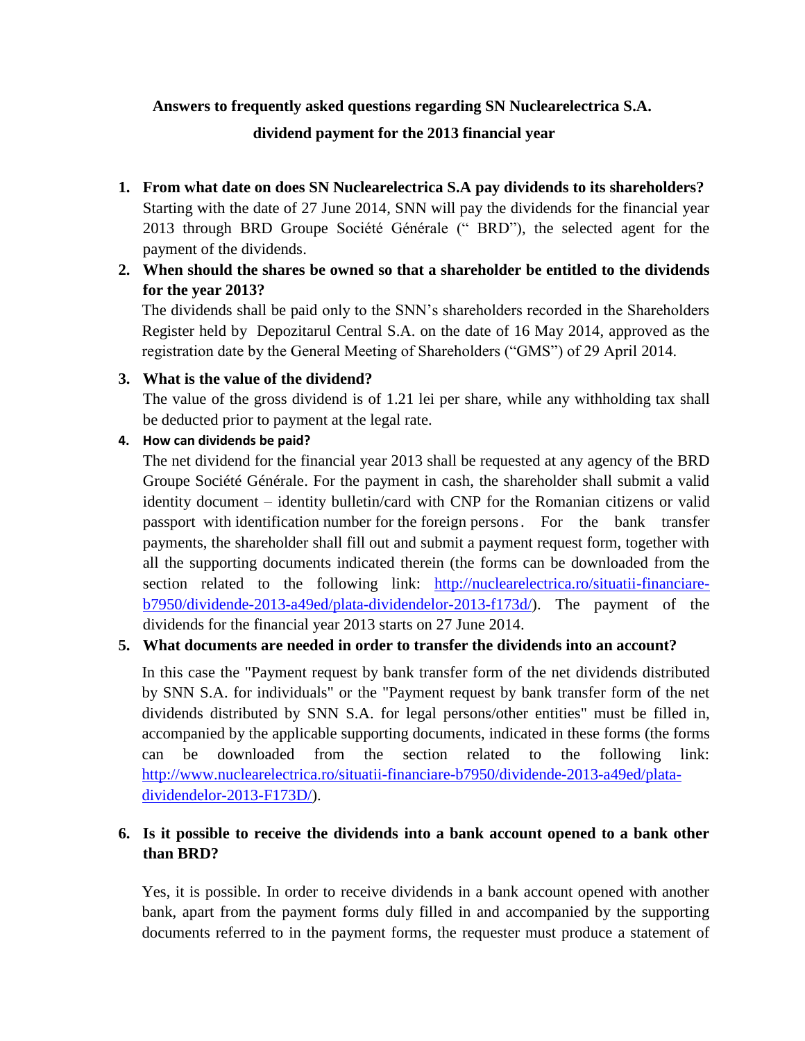# Answers to frequently asked questions regarding SN Nuclearelectrica S.A. dividend payment for the 2013 financial year

1. **From what date on does SN Nuclearelectrica S.A pay dividends to its shareholders?**
   Starting with the date of 27 June 2014, SNN will pay the dividends for the financial year 2013 through BRD Groupe Société Générale (" BRD"), the selected agent for the payment of the dividends.

2. **When should the shares be owned so that a shareholder be entitled to the dividends for the year 2013?**
   The dividends shall be paid only to the SNN's shareholders recorded in the Shareholders Register held by Depozitarul Central S.A. on the date of 16 May 2014, approved as the registration date by the General Meeting of Shareholders ("GMS") of 29 April 2014.

3. **What is the value of the dividend?**
   The value of the gross dividend is of 1.21 lei per share, while any withholding tax shall be deducted prior to payment at the legal rate.

4. **How can dividends be paid?**
   The net dividend for the financial year 2013 shall be requested at any agency of the BRD Groupe Société Générale. For the payment in cash, the shareholder shall submit a valid identity document – identity bulletin/card with CNP for the Romanian citizens or valid passport with identification number for the foreign persons. For the bank transfer payments, the shareholder shall fill out and submit a payment request form, together with all the supporting documents indicated therein (the forms can be downloaded from the section related to the following link: [http://nuclearelectrica.ro/situatii-financiare-b7950/dividende-2013-a49ed/plata-dividendelor-2013-f173d/](http://nuclearelectrica.ro/situatii-financiare-b7950/dividende-2013-a49ed/plata-dividendelor-2013-f173d/)). The payment of the dividends for the financial year 2013 starts on 27 June 2014.

5. **What documents are needed in order to transfer the dividends into an account?**
   In this case the "Payment request by bank transfer form of the net dividends distributed by SNN S.A. for individuals" or the "Payment request by bank transfer form of the net dividends distributed by SNN S.A. for legal persons/other entities" must be filled in, accompanied by the applicable supporting documents, indicated in these forms (the forms can be downloaded from the section related to the following link: [http://www.nuclearelectrica.ro/situatii-financiare-b7950/dividende-2013-a49ed/plata-dividendelor-2013-F173D/](http://www.nuclearelectrica.ro/situatii-financiare-b7950/dividende-2013-a49ed/plata-dividendelor-2013-F173D/)).

6. **Is it possible to receive the dividends into a bank account opened to a bank other than BRD?**
   Yes, it is possible. In order to receive dividends in a bank account opened with another bank, apart from the payment forms duly filled in and accompanied by the supporting documents referred to in the payment forms, the requester must produce a statement of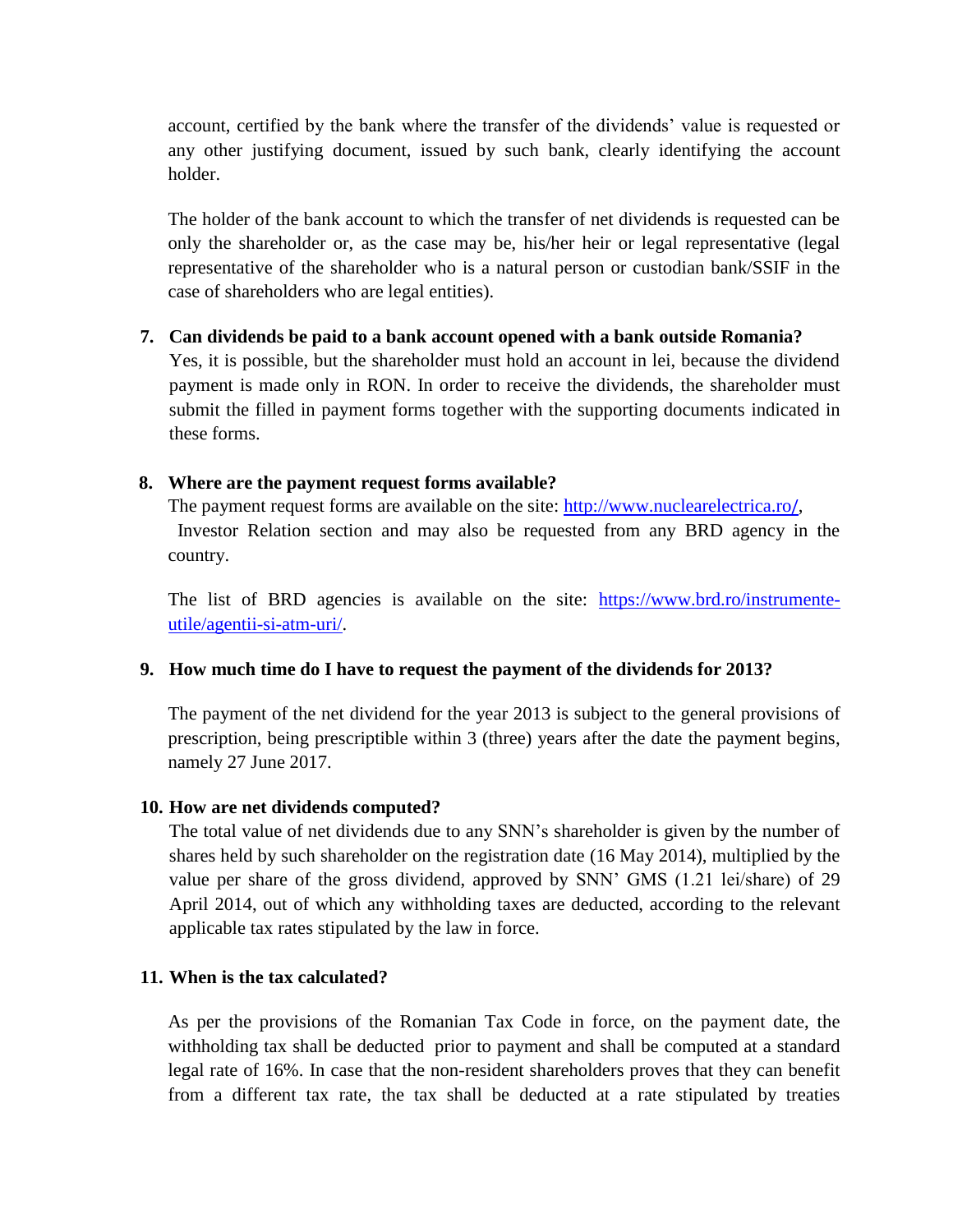account, certified by the bank where the transfer of the dividends' value is requested or any other justifying document, issued by such bank, clearly identifying the account holder.

The holder of the bank account to which the transfer of net dividends is requested can be only the shareholder or, as the case may be, his/her heir or legal representative (legal representative of the shareholder who is a natural person or custodian bank/SSIF in the case of shareholders who are legal entities).

**7. Can dividends be paid to a bank account opened with a bank outside Romania?**

Yes, it is possible, but the shareholder must hold an account in lei, because the dividend payment is made only in RON. In order to receive the dividends, the shareholder must submit the filled in payment forms together with the supporting documents indicated in these forms.

**8. Where are the payment request forms available?**

The payment request forms are available on the site: [http://www.nuclearelectrica.ro/](http://www.nuclearelectrica.ro/), Investor Relation section and may also be requested from any BRD agency in the country.

The list of BRD agencies is available on the site: [https://www.brd.ro/instrumente-utile/agentii-si-atm-uri/](https://www.brd.ro/instrumente-utile/agentii-si-atm-uri/).

**9. How much time do I have to request the payment of the dividends for 2013?**

The payment of the net dividend for the year 2013 is subject to the general provisions of prescription, being prescriptible within 3 (three) years after the date the payment begins, namely 27 June 2017.

**10. How are net dividends computed?**

The total value of net dividends due to any SNN's shareholder is given by the number of shares held by such shareholder on the registration date (16 May 2014), multiplied by the value per share of the gross dividend, approved by SNN' GMS (1.21 lei/share) of 29 April 2014, out of which any withholding taxes are deducted, according to the relevant applicable tax rates stipulated by the law in force.

**11. When is the tax calculated?**

As per the provisions of the Romanian Tax Code in force, on the payment date, the withholding tax shall be deducted prior to payment and shall be computed at a standard legal rate of 16%. In case that the non-resident shareholders proves that they can benefit from a different tax rate, the tax shall be deducted at a rate stipulated by treaties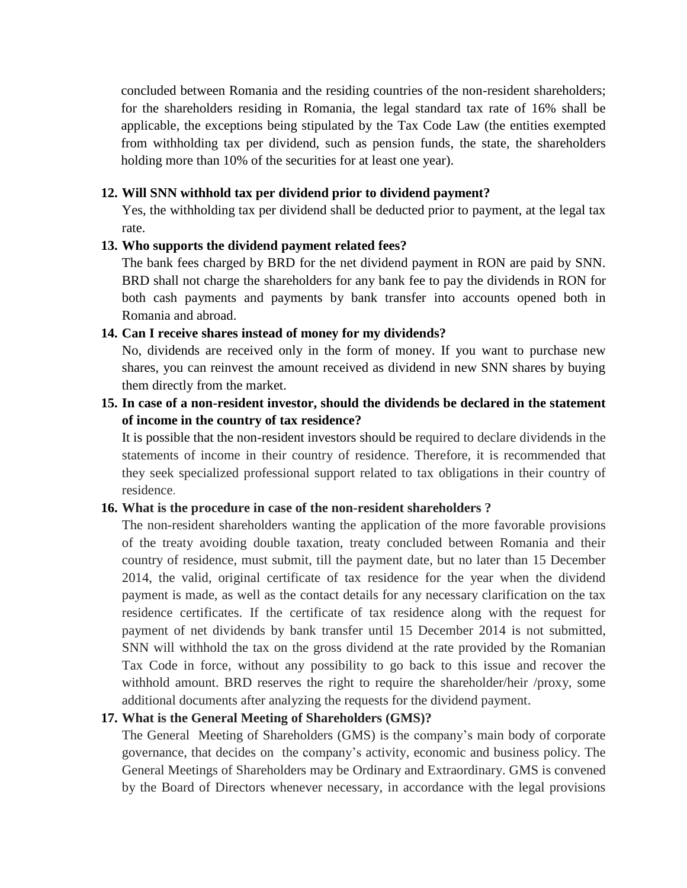concluded between Romania and the residing countries of the non-resident shareholders; for the shareholders residing in Romania, the legal standard tax rate of 16% shall be applicable, the exceptions being stipulated by the Tax Code Law (the entities exempted from withholding tax per dividend, such as pension funds, the state, the shareholders holding more than 10% of the securities for at least one year).

**12. Will SNN withhold tax per dividend prior to dividend payment?**

Yes, the withholding tax per dividend shall be deducted prior to payment, at the legal tax rate.

**13. Who supports the dividend payment related fees?**

The bank fees charged by BRD for the net dividend payment in RON are paid by SNN. BRD shall not charge the shareholders for any bank fee to pay the dividends in RON for both cash payments and payments by bank transfer into accounts opened both in Romania and abroad.

**14. Can I receive shares instead of money for my dividends?**

No, dividends are received only in the form of money. If you want to purchase new shares, you can reinvest the amount received as dividend in new SNN shares by buying them directly from the market.

**15. In case of a non-resident investor, should the dividends be declared in the statement of income in the country of tax residence?**

It is possible that the non-resident investors should be required to declare dividends in the statements of income in their country of residence. Therefore, it is recommended that they seek specialized professional support related to tax obligations in their country of residence.

**16. What is the procedure in case of the non-resident shareholders ?**

The non-resident shareholders wanting the application of the more favorable provisions of the treaty avoiding double taxation, treaty concluded between Romania and their country of residence, must submit, till the payment date, but no later than 15 December 2014, the valid, original certificate of tax residence for the year when the dividend payment is made, as well as the contact details for any necessary clarification on the tax residence certificates. If the certificate of tax residence along with the request for payment of net dividends by bank transfer until 15 December 2014 is not submitted, SNN will withhold the tax on the gross dividend at the rate provided by the Romanian Tax Code in force, without any possibility to go back to this issue and recover the withhold amount. BRD reserves the right to require the shareholder/heir /proxy, some additional documents after analyzing the requests for the dividend payment.

**17. What is the General Meeting of Shareholders (GMS)?**

The General Meeting of Shareholders (GMS) is the company's main body of corporate governance, that decides on the company's activity, economic and business policy. The General Meetings of Shareholders may be Ordinary and Extraordinary. GMS is convened by the Board of Directors whenever necessary, in accordance with the legal provisions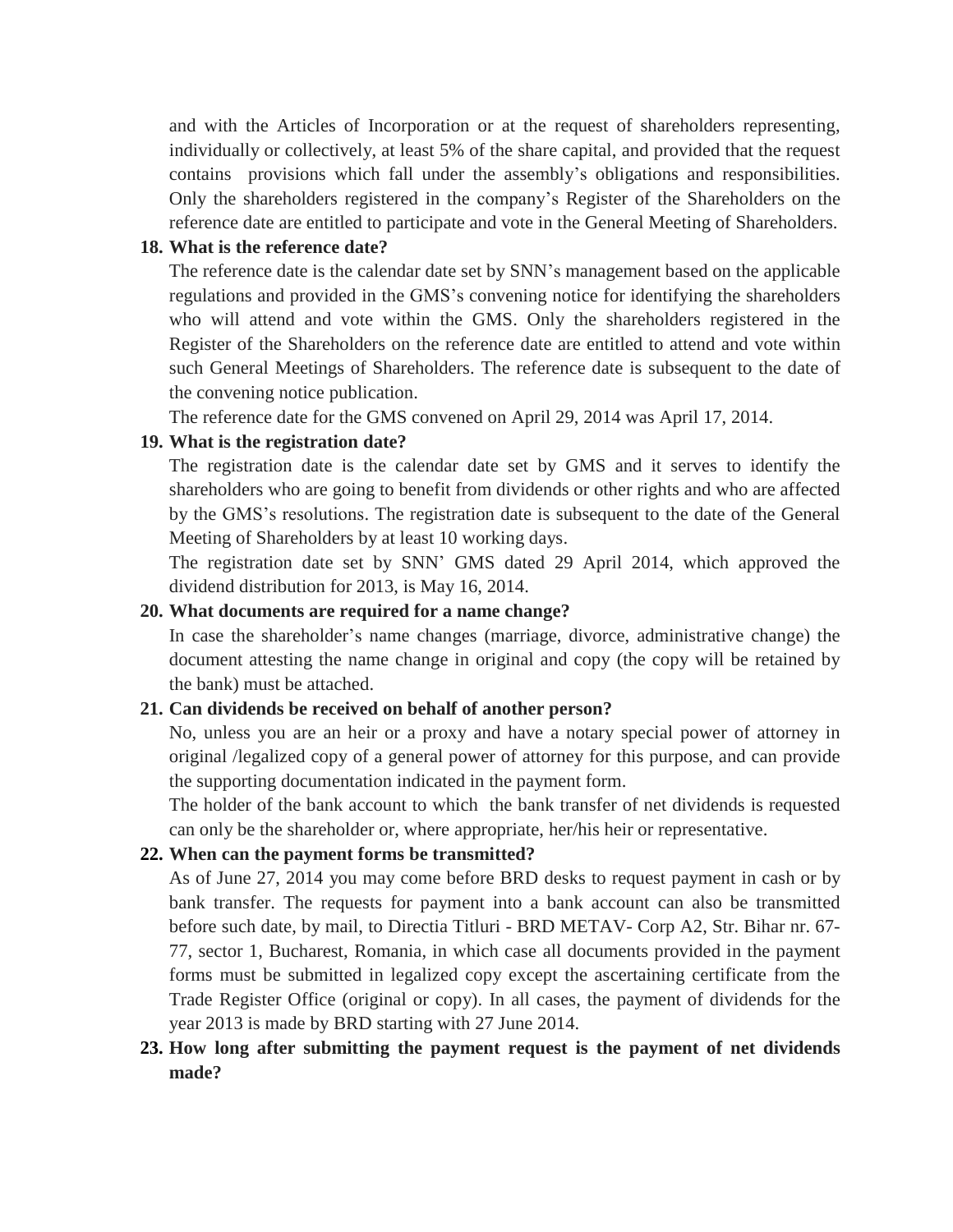and with the Articles of Incorporation or at the request of shareholders representing, individually or collectively, at least 5% of the share capital, and provided that the request contains provisions which fall under the assembly's obligations and responsibilities. Only the shareholders registered in the company's Register of the Shareholders on the reference date are entitled to participate and vote in the General Meeting of Shareholders.

**18. What is the reference date?**

The reference date is the calendar date set by SNN's management based on the applicable regulations and provided in the GMS's convening notice for identifying the shareholders who will attend and vote within the GMS. Only the shareholders registered in the Register of the Shareholders on the reference date are entitled to attend and vote within such General Meetings of Shareholders. The reference date is subsequent to the date of the convening notice publication.

The reference date for the GMS convened on April 29, 2014 was April 17, 2014.

**19. What is the registration date?**

The registration date is the calendar date set by GMS and it serves to identify the shareholders who are going to benefit from dividends or other rights and who are affected by the GMS's resolutions. The registration date is subsequent to the date of the General Meeting of Shareholders by at least 10 working days.

The registration date set by SNN' GMS dated 29 April 2014, which approved the dividend distribution for 2013, is May 16, 2014.

**20. What documents are required for a name change?**

In case the shareholder's name changes (marriage, divorce, administrative change) the document attesting the name change in original and copy (the copy will be retained by the bank) must be attached.

**21. Can dividends be received on behalf of another person?**

No, unless you are an heir or a proxy and have a notary special power of attorney in original /legalized copy of a general power of attorney for this purpose, and can provide the supporting documentation indicated in the payment form.

The holder of the bank account to which the bank transfer of net dividends is requested can only be the shareholder or, where appropriate, her/his heir or representative.

**22. When can the payment forms be transmitted?**

As of June 27, 2014 you may come before BRD desks to request payment in cash or by bank transfer. The requests for payment into a bank account can also be transmitted before such date, by mail, to Directia Titluri - BRD METAV- Corp A2, Str. Bihar nr. 67-77, sector 1, Bucharest, Romania, in which case all documents provided in the payment forms must be submitted in legalized copy except the ascertaining certificate from the Trade Register Office (original or copy). In all cases, the payment of dividends for the year 2013 is made by BRD starting with 27 June 2014.

**23. How long after submitting the payment request is the payment of net dividends made?**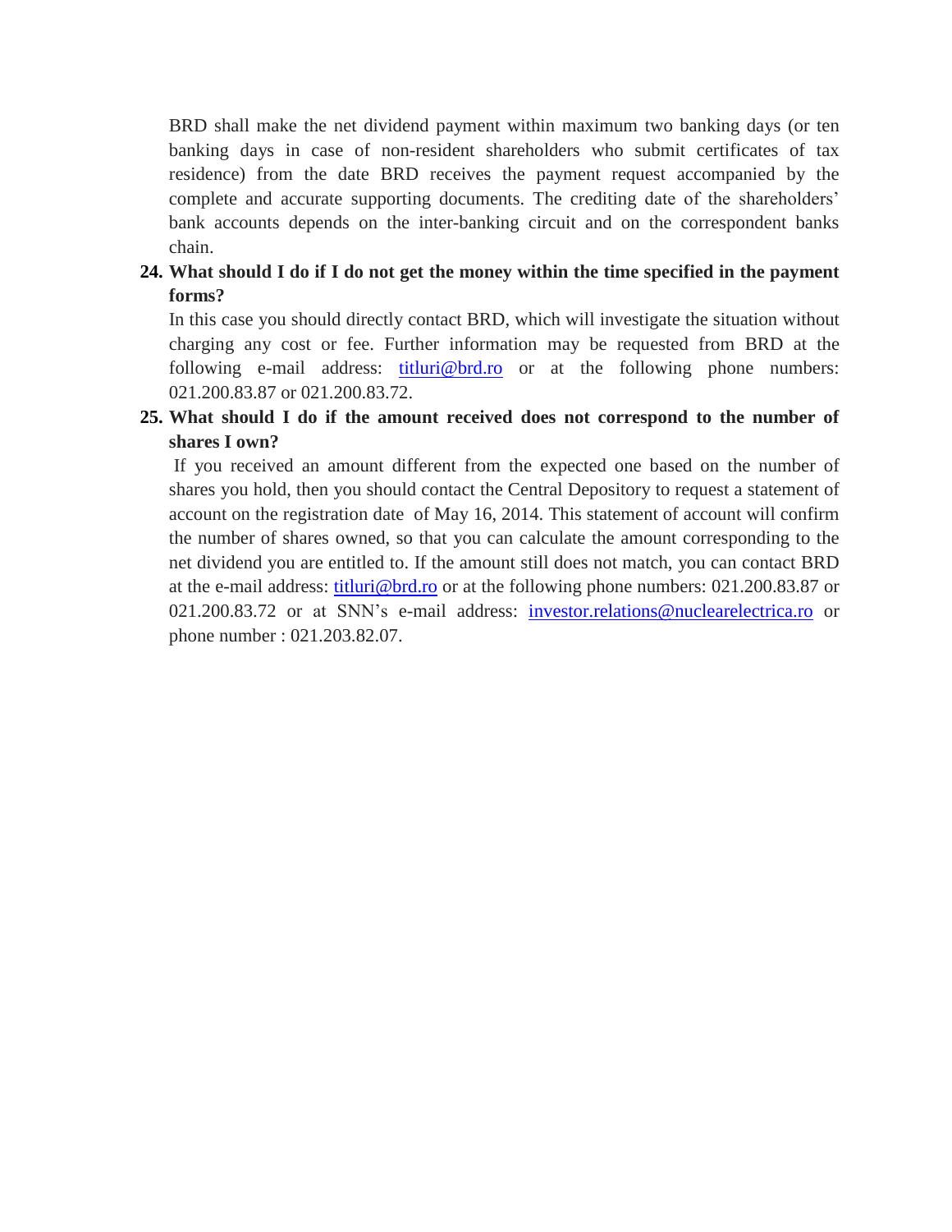BRD shall make the net dividend payment within maximum two banking days (or ten banking days in case of non-resident shareholders who submit certificates of tax residence) from the date BRD receives the payment request accompanied by the complete and accurate supporting documents. The crediting date of the shareholders' bank accounts depends on the inter-banking circuit and on the correspondent banks chain.

24. **What should I do if I do not get the money within the time specified in the payment forms?**

    In this case you should directly contact BRD, which will investigate the situation without charging any cost or fee. Further information may be requested from BRD at the following e-mail address: titluri@brd.ro or at the following phone numbers: 021.200.83.87 or 021.200.83.72.

25. **What should I do if the amount received does not correspond to the number of shares I own?**

    If you received an amount different from the expected one based on the number of shares you hold, then you should contact the Central Depository to request a statement of account on the registration date of May 16, 2014. This statement of account will confirm the number of shares owned, so that you can calculate the amount corresponding to the net dividend you are entitled to. If the amount still does not match, you can contact BRD at the e-mail address: titluri@brd.ro or at the following phone numbers: 021.200.83.87 or 021.200.83.72 or at SNN's e-mail address: investor.relations@nuclearelectrica.ro or phone number : 021.203.82.07.